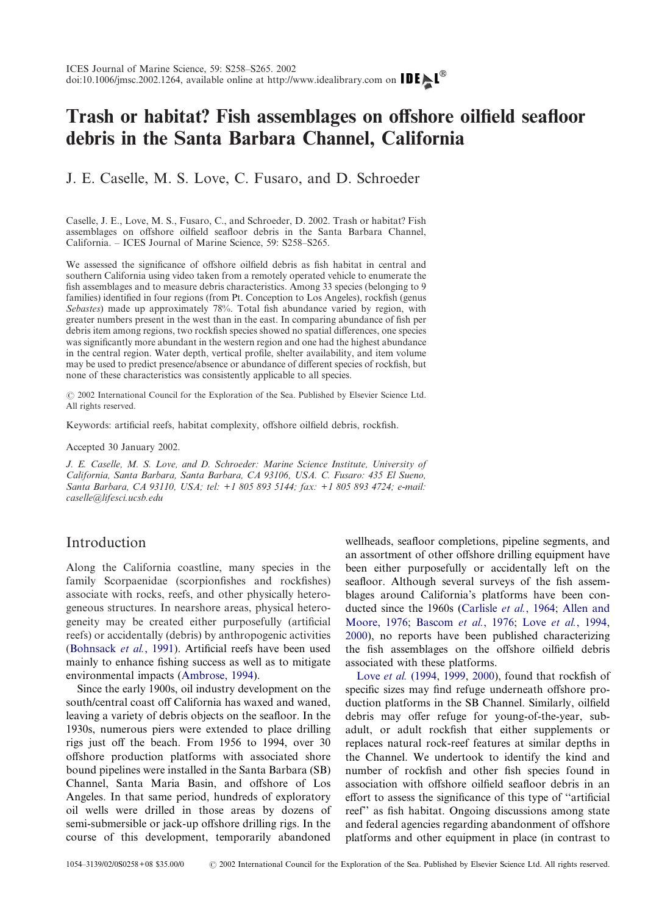# Trash or habitat? Fish assemblages on offshore oilfield seafloor debris in the Santa Barbara Channel, California

J. E. Caselle, M. S. Love, C. Fusaro, and D. Schroeder

Caselle, J. E., Love, M. S., Fusaro, C., and Schroeder, D. 2002. Trash or habitat? Fish assemblages on offshore oilfield seafloor debris in the Santa Barbara Channel, California. – ICES Journal of Marine Science, 59: S258–S265.

We assessed the significance of offshore oilfield debris as fish habitat in central and southern California using video taken from a remotely operated vehicle to enumerate the fish assemblages and to measure debris characteristics. Among 33 species (belonging to 9 families) identified in four regions (from Pt. Conception to Los Angeles), rockfish (genus *Sebastes*) made up approximately 78%. Total fish abundance varied by region, with greater numbers present in the west than in the east. In comparing abundance of fish per debris item among regions, two rockfish species showed no spatial differences, one species was significantly more abundant in the western region and one had the highest abundance in the central region. Water depth, vertical profile, shelter availability, and item volume may be used to predict presence/absence or abundance of different species of rockfish, but none of these characteristics was consistently applicable to all species.

© 2002 International Council for the Exploration of the Sea. Published by Elsevier Science Ltd. All rights reserved.

Keywords: artificial reefs, habitat complexity, offshore oilfield debris, rockfish.

Accepted 30 January 2002.

*J. E. Caselle, M. S. Love, and D. Schroeder: Marine Science Institute, University of California, Santa Barbara, Santa Barbara, CA 93106, USA. C. Fusaro: 435 El Sueno, Santa Barbara, CA 93110, USA; tel: +1 805 893 5144; fax: +1 805 893 4724; e-mail: caselle@lifesci.ucsb.edu*

## Introduction

Along the California coastline, many species in the family Scorpaenidae (scorpionfishes and rockfishes) associate with rocks, reefs, and other physically heterogeneous structures. In nearshore areas, physical heterogeneity may be created either purposefully (artificial reefs) or accidentally (debris) by anthropogenic activities (Bohnsack *et al.*, 1991). Artificial reefs have been used mainly to enhance fishing success as well as to mitigate environmental impacts (Ambrose, 1994).

Since the early 1900s, oil industry development on the south/central coast off California has waxed and waned, leaving a variety of debris objects on the seafloor. In the 1930s, numerous piers were extended to place drilling rigs just off the beach. From 1956 to 1994, over 30 offshore production platforms with associated shore bound pipelines were installed in the Santa Barbara (SB) Channel, Santa Maria Basin, and offshore of Los Angeles. In that same period, hundreds of exploratory oil wells were drilled in those areas by dozens of semi-submersible or jack-up offshore drilling rigs. In the course of this development, temporarily abandoned wellheads, seafloor completions, pipeline segments, and an assortment of other offshore drilling equipment have been either purposefully or accidentally left on the seafloor. Although several surveys of the fish assemblages around California's platforms have been conducted since the 1960s (Carlisle *et al.*, 1964; Allen and Moore, 1976; Bascom *et al.*, 1976; Love *et al.*, 1994, 2000), no reports have been published characterizing the fish assemblages on the offshore oilfield debris associated with these platforms.

Love *et al.* (1994, 1999, 2000), found that rockfish of specific sizes may find refuge underneath offshore production platforms in the SB Channel. Similarly, oilfield debris may offer refuge for young-of-the-year, sub-adult, or adult rockfish that either supplements or replaces natural rock-reef features at similar depths in the Channel. We undertook to identify the kind and number of rockfish and other fish species found in association with offshore oilfield seafloor debris in an effort to assess the significance of this type of "artificial reef" as fish habitat. Ongoing discussions among state and federal agencies regarding abandonment of offshore platforms and other equipment in place (in contrast to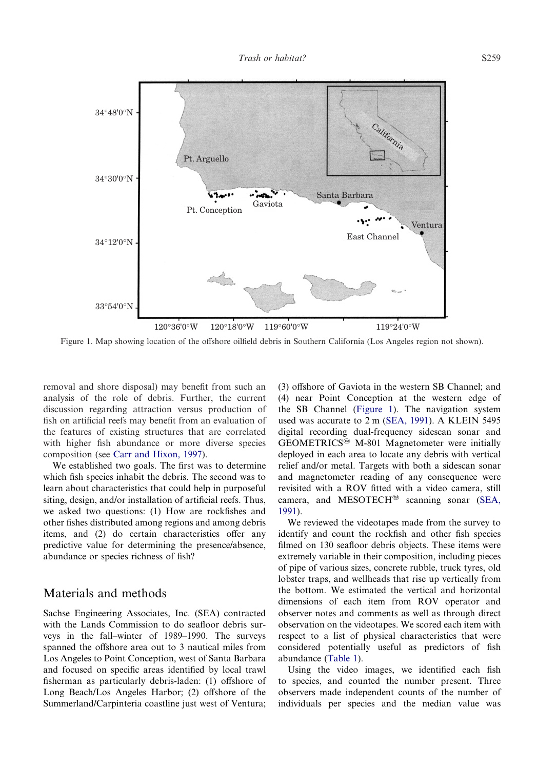Figure 1. Map showing location of the offshore oilfield debris in Southern California (Los Angeles region not shown).

removal and shore disposal) may benefit from such an analysis of the role of debris. Further, the current discussion regarding attraction versus production of fish on artificial reefs may benefit from an evaluation of the features of existing structures that are correlated with higher fish abundance or more diverse species composition (see Carr and Hixon, 1997).

We established two goals. The first was to determine which fish species inhabit the debris. The second was to learn about characteristics that could help in purposeful siting, design, and/or installation of artificial reefs. Thus, we asked two questions: (1) How are rockfishes and other fishes distributed among regions and among debris items, and (2) do certain characteristics offer any predictive value for determining the presence/absence, abundance or species richness of fish?

## Materials and methods

Sachse Engineering Associates, Inc. (SEA) contracted with the Lands Commission to do seafloor debris surveys in the fall–winter of 1989–1990. The surveys spanned the offshore area out to 3 nautical miles from Los Angeles to Point Conception, west of Santa Barbara and focused on specific areas identified by local trawl fisherman as particularly debris-laden: (1) offshore of Long Beach/Los Angeles Harbor; (2) offshore of the Summerland/Carpinteria coastline just west of Ventura; (3) offshore of Gaviota in the western SB Channel; and (4) near Point Conception at the western edge of the SB Channel (Figure 1). The navigation system used was accurate to 2 m (SEA, 1991). A KLEIN 5495 digital recording dual-frequency sidescan sonar and GEOMETRICS® M-801 Magnetometer were initially deployed in each area to locate any debris with vertical relief and/or metal. Targets with both a sidescan sonar and magnetometer reading of any consequence were revisited with a ROV fitted with a video camera, still camera, and MESOTECH® scanning sonar (SEA, 1991).

We reviewed the videotapes made from the survey to identify and count the rockfish and other fish species filmed on 130 seafloor debris objects. These items were extremely variable in their composition, including pieces of pipe of various sizes, concrete rubble, truck tyres, old lobster traps, and wellheads that rise up vertically from the bottom. We estimated the vertical and horizontal dimensions of each item from ROV operator and observer notes and comments as well as through direct observation on the videotapes. We scored each item with respect to a list of physical characteristics that were considered potentially useful as predictors of fish abundance (Table 1).

Using the video images, we identified each fish to species, and counted the number present. Three observers made independent counts of the number of individuals per species and the median value was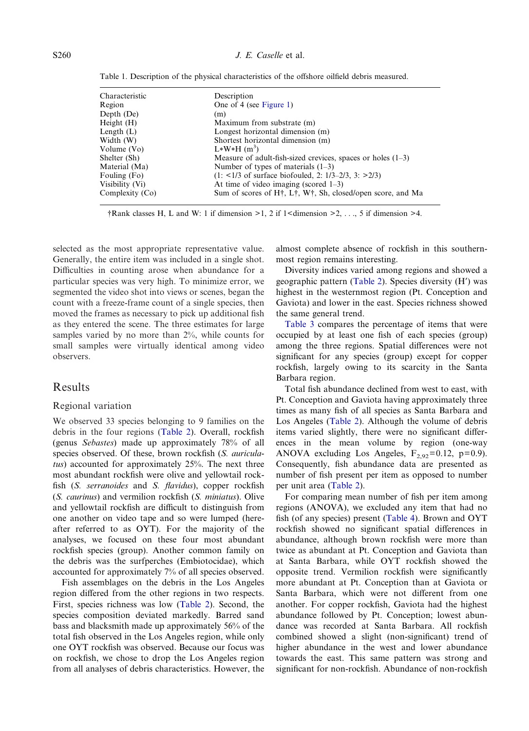Table 1. Description of the physical characteristics of the offshore oilfield debris measured.

| Characteristic | Description |
|---|---|
| Region | One of 4 (see Figure 1) |
| Depth (De) | (m) |
| Height (H) | Maximum from substrate (m) |
| Length (L) | Longest horizontal dimension (m) |
| Width (W) | Shortest horizontal dimension (m) |
| Volume (Vo) | L*W*H ($m^3$) |
| Shelter (Sh) | Measure of adult-fish-sized crevices, spaces or holes (1–3) |
| Material (Ma) | Number of types of materials (1–3) |
| Fouling (Fo) | (1: <1/3 of surface biofouled, 2: 1/3–2/3, 3: >2/3) |
| Visibility (Vi) | At time of video imaging (scored 1–3) |
| Complexity (Co) | Sum of scores of H†, L†, W†, Sh, closed/open score, and Ma |

†Rank classes H, L and W: 1 if dimension >1, 2 if 1<dimension >2, . . ., 5 if dimension >4.

selected as the most appropriate representative value. Generally, the entire item was included in a single shot. Difficulties in counting arose when abundance for a particular species was very high. To minimize error, we segmented the video shot into views or scenes, began the count with a freeze-frame count of a single species, then moved the frames as necessary to pick up additional fish as they entered the scene. The three estimates for large samples varied by no more than 2%, while counts for small samples were virtually identical among video observers.

## Results

### Regional variation

We observed 33 species belonging to 9 families on the debris in the four regions (Table 2). Overall, rockfish (genus *Sebastes*) made up approximately 78% of all species observed. Of these, brown rockfish (*S. auriculatus*) accounted for approximately 25%. The next three most abundant rockfish were olive and yellowtail rockfish (*S. serranoides* and *S. flavidus*), copper rockfish (*S. caurinus*) and vermilion rockfish (*S. miniatus*). Olive and yellowtail rockfish are difficult to distinguish from one another on video tape and so were lumped (hereafter referred to as OYT). For the majority of the analyses, we focused on these four most abundant rockfish species (group). Another common family on the debris was the surfperches (Embiotocidae), which accounted for approximately 7% of all species observed.

Fish assemblages on the debris in the Los Angeles region differed from the other regions in two respects. First, species richness was low (Table 2). Second, the species composition deviated markedly. Barred sand bass and blacksmith made up approximately 56% of the total fish observed in the Los Angeles region, while only one OYT rockfish was observed. Because our focus was on rockfish, we chose to drop the Los Angeles region from all analyses of debris characteristics. However, the almost complete absence of rockfish in this southernmost region remains interesting.

Diversity indices varied among regions and showed a geographic pattern (Table 2). Species diversity (H′) was highest in the westernmost region (Pt. Conception and Gaviota) and lower in the east. Species richness showed the same general trend.

Table 3 compares the percentage of items that were occupied by at least one fish of each species (group) among the three regions. Spatial differences were not significant for any species (group) except for copper rockfish, largely owing to its scarcity in the Santa Barbara region.

Total fish abundance declined from west to east, with Pt. Conception and Gaviota having approximately three times as many fish of all species as Santa Barbara and Los Angeles (Table 2). Although the volume of debris items varied slightly, there were no significant differences in the mean volume by region (one-way ANOVA excluding Los Angeles, $F_{2,92}=0.12$, $p=0.9$). Consequently, fish abundance data are presented as number of fish present per item as opposed to number per unit area (Table 2).

For comparing mean number of fish per item among regions (ANOVA), we excluded any item that had no fish (of any species) present (Table 4). Brown and OYT rockfish showed no significant spatial differences in abundance, although brown rockfish were more than twice as abundant at Pt. Conception and Gaviota than at Santa Barbara, while OYT rockfish showed the opposite trend. Vermilion rockfish were significantly more abundant at Pt. Conception than at Gaviota or Santa Barbara, which were not different from one another. For copper rockfish, Gaviota had the highest abundance followed by Pt. Conception; lowest abundance was recorded at Santa Barbara. All rockfish combined showed a slight (non-significant) trend of higher abundance in the west and lower abundance towards the east. This same pattern was strong and significant for non-rockfish. Abundance of non-rockfish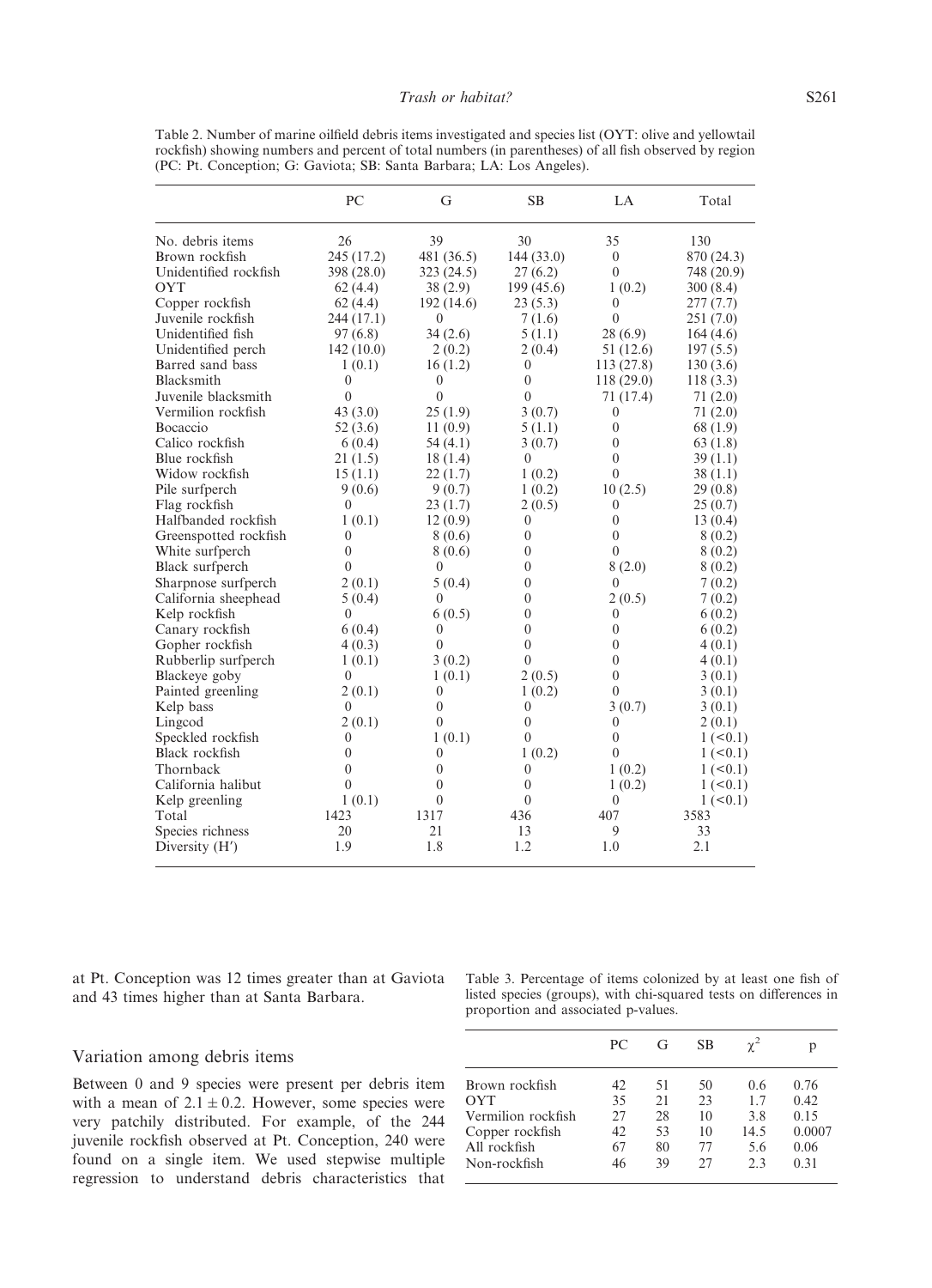Table 2. Number of marine oilfield debris items investigated and species list (OYT: olive and yellowtail rockfish) showing numbers and percent of total numbers (in parentheses) of all fish observed by region (PC: Pt. Conception; G: Gaviota; SB: Santa Barbara; LA: Los Angeles).

| | PC | G | SB | LA | Total |
|---|---|---|---|---|---|
| No. debris items | 26 | 39 | 30 | 35 | 130 |
| Brown rockfish | 245 (17.2) | 481 (36.5) | 144 (33.0) | 0 | 870 (24.3) |
| Unidentified rockfish | 398 (28.0) | 323 (24.5) | 27 (6.2) | 0 | 748 (20.9) |
| OYT | 62 (4.4) | 38 (2.9) | 199 (45.6) | 1 (0.2) | 300 (8.4) |
| Copper rockfish | 62 (4.4) | 192 (14.6) | 23 (5.3) | 0 | 277 (7.7) |
| Juvenile rockfish | 244 (17.1) | 0 | 7 (1.6) | 0 | 251 (7.0) |
| Unidentified fish | 97 (6.8) | 34 (2.6) | 5 (1.1) | 28 (6.9) | 164 (4.6) |
| Unidentified perch | 142 (10.0) | 2 (0.2) | 2 (0.4) | 51 (12.6) | 197 (5.5) |
| Barred sand bass | 1 (0.1) | 16 (1.2) | 0 | 113 (27.8) | 130 (3.6) |
| Blacksmith | 0 | 0 | 0 | 118 (29.0) | 118 (3.3) |
| Juvenile blacksmith | 0 | 0 | 0 | 71 (17.4) | 71 (2.0) |
| Vermilion rockfish | 43 (3.0) | 25 (1.9) | 3 (0.7) | 0 | 71 (2.0) |
| Bocaccio | 52 (3.6) | 11 (0.9) | 5 (1.1) | 0 | 68 (1.9) |
| Calico rockfish | 6 (0.4) | 54 (4.1) | 3 (0.7) | 0 | 63 (1.8) |
| Blue rockfish | 21 (1.5) | 18 (1.4) | 0 | 0 | 39 (1.1) |
| Widow rockfish | 15 (1.1) | 22 (1.7) | 1 (0.2) | 0 | 38 (1.1) |
| Pile surfperch | 9 (0.6) | 9 (0.7) | 1 (0.2) | 10 (2.5) | 29 (0.8) |
| Flag rockfish | 0 | 23 (1.7) | 2 (0.5) | 0 | 25 (0.7) |
| Halfbanded rockfish | 1 (0.1) | 12 (0.9) | 0 | 0 | 13 (0.4) |
| Greenspotted rockfish | 0 | 8 (0.6) | 0 | 0 | 8 (0.2) |
| White surfperch | 0 | 8 (0.6) | 0 | 0 | 8 (0.2) |
| Black surfperch | 0 | 0 | 0 | 8 (2.0) | 8 (0.2) |
| Sharpnose surfperch | 2 (0.1) | 5 (0.4) | 0 | 0 | 7 (0.2) |
| California sheephead | 5 (0.4) | 0 | 0 | 2 (0.5) | 7 (0.2) |
| Kelp rockfish | 0 | 6 (0.5) | 0 | 0 | 6 (0.2) |
| Canary rockfish | 6 (0.4) | 0 | 0 | 0 | 6 (0.2) |
| Gopher rockfish | 4 (0.3) | 0 | 0 | 0 | 4 (0.1) |
| Rubberlip surfperch | 1 (0.1) | 3 (0.2) | 0 | 0 | 4 (0.1) |
| Blackeye goby | 0 | 1 (0.1) | 2 (0.5) | 0 | 3 (0.1) |
| Painted greenling | 2 (0.1) | 0 | 1 (0.2) | 0 | 3 (0.1) |
| Kelp bass | 0 | 0 | 0 | 3 (0.7) | 3 (0.1) |
| Lingcod | 2 (0.1) | 0 | 0 | 0 | 2 (0.1) |
| Speckled rockfish | 0 | 1 (0.1) | 0 | 0 | 1 (<0.1) |
| Black rockfish | 0 | 0 | 1 (0.2) | 0 | 1 (<0.1) |
| Thornback | 0 | 0 | 0 | 1 (0.2) | 1 (<0.1) |
| California halibut | 0 | 0 | 0 | 1 (0.2) | 1 (<0.1) |
| Kelp greenling | 1 (0.1) | 0 | 0 | 0 | 1 (<0.1) |
| Total | 1423 | 1317 | 436 | 407 | 3583 |
| Species richness | 20 | 21 | 13 | 9 | 33 |
| Diversity (H′) | 1.9 | 1.8 | 1.2 | 1.0 | 2.1 |

at Pt. Conception was 12 times greater than at Gaviota and 43 times higher than at Santa Barbara.

## Variation among debris items

Between 0 and 9 species were present per debris item with a mean of $2.1 \pm 0.2$. However, some species were very patchily distributed. For example, of the 244 juvenile rockfish observed at Pt. Conception, 240 were found on a single item. We used stepwise multiple regression to understand debris characteristics that

Table 3. Percentage of items colonized by at least one fish of listed species (groups), with chi-squared tests on differences in proportion and associated p-values.

| | PC | G | SB | $\chi^2$ | p |
|---|---|---|---|---|---|
| Brown rockfish | 42 | 51 | 50 | 0.6 | 0.76 |
| OYT | 35 | 21 | 23 | 1.7 | 0.42 |
| Vermilion rockfish | 27 | 28 | 10 | 3.8 | 0.15 |
| Copper rockfish | 42 | 53 | 10 | 14.5 | 0.0007 |
| All rockfish | 67 | 80 | 77 | 5.6 | 0.06 |
| Non-rockfish | 46 | 39 | 27 | 2.3 | 0.31 |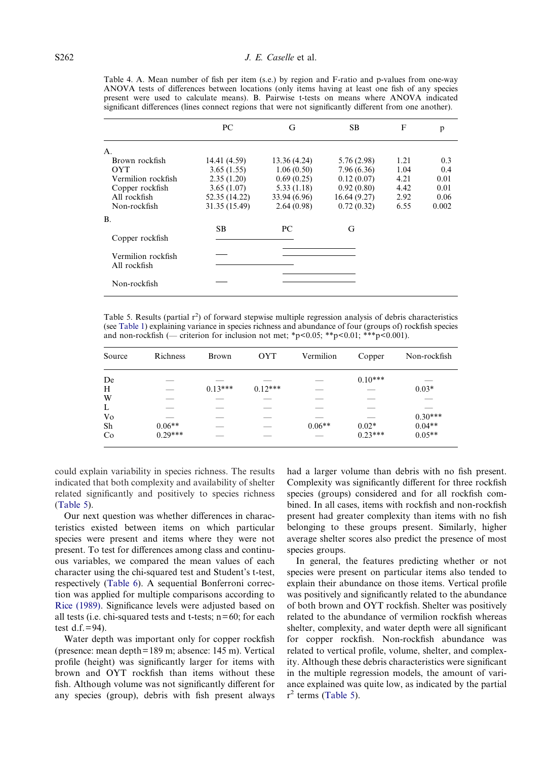Table 4. A. Mean number of fish per item (s.e.) by region and F-ratio and p-values from one-way ANOVA tests of differences between locations (only items having at least one fish of any species present were used to calculate means). B. Pairwise t-tests on means where ANOVA indicated significant differences (lines connect regions that were not significantly different from one another).

| | PC | G | SB | F | p |
|---|---|---|---|---|---|
| A. | | | | | |
| Brown rockfish | 14.41 (4.59) | 13.36 (4.24) | 5.76 (2.98) | 1.21 | 0.3 |
| OYT | 3.65 (1.55) | 1.06 (0.50) | 7.96 (6.36) | 1.04 | 0.4 |
| Vermilion rockfish | 2.35 (1.20) | 0.69 (0.25) | 0.12 (0.07) | 4.21 | 0.01 |
| Copper rockfish | 3.65 (1.07) | 5.33 (1.18) | 0.92 (0.80) | 4.42 | 0.01 |
| All rockfish | 52.35 (14.22) | 33.94 (6.96) | 16.64 (9.27) | 2.92 | 0.06 |
| Non-rockfish | 31.35 (15.49) | 2.64 (0.98) | 0.72 (0.32) | 6.55 | 0.002 |

B.

| | SB | PC | G |
|---|---|---|---|
| Copper rockfish | ——— | ——— | |
| Vermilion rockfish | ——— | ——— | ——— |
| All rockfish | ——— | ——— | ——— |
| Non-rockfish | ——— | ——— | ——— |

Table 5. Results (partial $r^2$) of forward stepwise multiple regression analysis of debris characteristics (see Table 1) explaining variance in species richness and abundance of four (groups of) rockfish species and non-rockfish (— criterion for inclusion not met; $*p<0.05$; $**p<0.01$; $***p<0.001$).

| Source | Richness | Brown | OYT | Vermilion | Copper | Non-rockfish |
|---|---|---|---|---|---|---|
| De | — | — | — | — | 0.10*** | — |
| H | — | 0.13*** | 0.12*** | — | — | 0.03* |
| W | — | — | — | — | — | — |
| L | — | — | — | — | — | — |
| Vo | — | — | — | — | — | 0.30*** |
| Sh | 0.06** | — | — | 0.06** | 0.02* | 0.04** |
| Co | 0.29*** | — | — | — | 0.23*** | 0.05** |

could explain variability in species richness. The results indicated that both complexity and availability of shelter related significantly and positively to species richness (Table 5).

Our next question was whether differences in characteristics existed between items on which particular species were present and items where they were not present. To test for differences among class and continuous variables, we compared the mean values of each character using the chi-squared test and Student's t-test, respectively (Table 6). A sequential Bonferroni correction was applied for multiple comparisons according to Rice (1989). Significance levels were adjusted based on all tests (i.e. chi-squared tests and t-tests; n=60; for each test d.f.=94).

Water depth was important only for copper rockfish (presence: mean depth=189 m; absence: 145 m). Vertical profile (height) was significantly larger for items with brown and OYT rockfish than items without these fish. Although volume was not significantly different for any species (group), debris with fish present always had a larger volume than debris with no fish present. Complexity was significantly different for three rockfish species (groups) considered and for all rockfish combined. In all cases, items with rockfish and non-rockfish present had greater complexity than items with no fish belonging to these groups present. Similarly, higher average shelter scores also predict the presence of most species groups.

In general, the features predicting whether or not species were present on particular items also tended to explain their abundance on those items. Vertical profile was positively and significantly related to the abundance of both brown and OYT rockfish. Shelter was positively related to the abundance of vermilion rockfish whereas shelter, complexity, and water depth were all significant for copper rockfish. Non-rockfish abundance was related to vertical profile, volume, shelter, and complexity. Although these debris characteristics were significant in the multiple regression models, the amount of variance explained was quite low, as indicated by the partial $r^2$ terms (Table 5).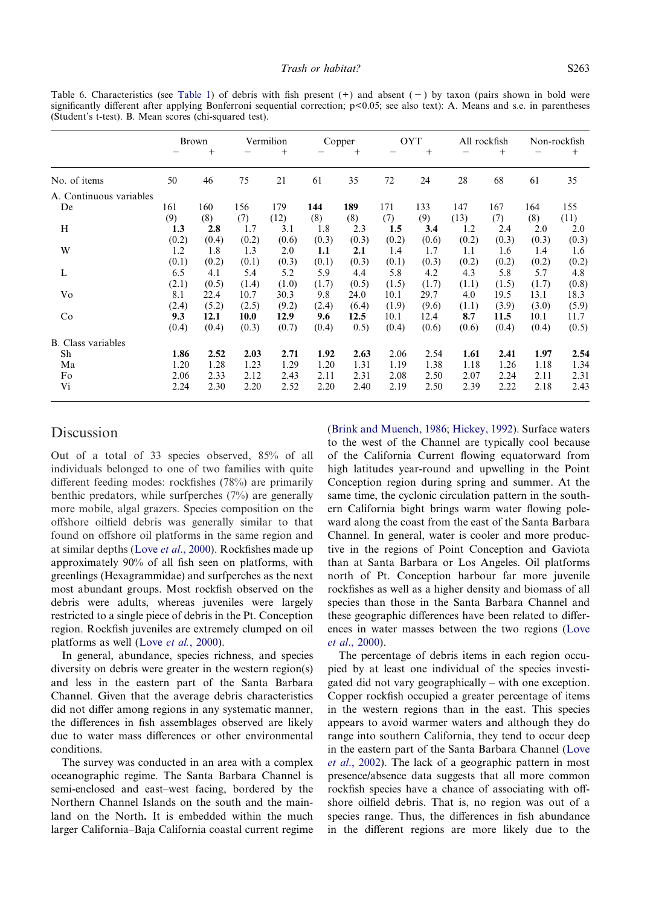Table 6. Characteristics (see Table 1) of debris with fish present (+) and absent (−) by taxon (pairs shown in bold were significantly different after applying Bonferroni sequential correction; p<0.05; see also text): A. Means and s.e. in parentheses (Student's t-test). B. Mean scores (chi-squared test).

| | Brown | | Vermilion | | Copper | | OYT | | All rockfish | | Non-rockfish | |
|---|---|---|---|---|---|---|---|---|---|---|---|---|
| | − | + | − | + | − | + | − | + | − | + | − | + |
| No. of items | 50 | 46 | 75 | 21 | 61 | 35 | 72 | 24 | 28 | 68 | 61 | 35 |
| A. Continuous variables | | | | | | | | | | | | |
| De | 161 | 160 | 156 | 179 | **144** | **189** | 171 | 133 | 147 | 167 | 164 | 155 |
| | (9) | (8) | (7) | (12) | (8) | (8) | (7) | (9) | (13) | (7) | (8) | (11) |
| H | **1.3** | **2.8** | 1.7 | 3.1 | 1.8 | 2.3 | **1.5** | **3.4** | 1.2 | 2.4 | 2.0 | 2.0 |
| | (0.2) | (0.4) | (0.2) | (0.6) | (0.3) | (0.3) | (0.2) | (0.6) | (0.2) | (0.3) | (0.3) | (0.3) |
| W | 1.2 | 1.8 | 1.3 | 2.0 | **1.1** | **2.1** | 1.4 | 1.7 | 1.1 | 1.6 | 1.4 | 1.6 |
| | (0.1) | (0.2) | (0.1) | (0.3) | (0.1) | (0.3) | (0.1) | (0.3) | (0.2) | (0.2) | (0.2) | (0.2) |
| L | 6.5 | 4.1 | 5.4 | 5.2 | 5.9 | 4.4 | 5.8 | 4.2 | 4.3 | 5.8 | 5.7 | 4.8 |
| | (2.1) | (0.5) | (1.4) | (1.0) | (1.7) | (0.5) | (1.5) | (1.7) | (1.1) | (1.5) | (1.7) | (0.8) |
| Vo | 8.1 | 22.4 | 10.7 | 30.3 | 9.8 | 24.0 | 10.1 | 29.7 | 4.0 | 19.5 | 13.1 | 18.3 |
| | (2.4) | (5.2) | (2.5) | (9.2) | (2.4) | (6.4) | (1.9) | (9.6) | (1.1) | (3.9) | (3.0) | (5.9) |
| Co | **9.3** | **12.1** | **10.0** | **12.9** | **9.6** | **12.5** | 10.1 | 12.4 | **8.7** | **11.5** | 10.1 | 11.7 |
| | (0.4) | (0.4) | (0.3) | (0.7) | (0.4) | 0.5) | (0.4) | (0.6) | (0.6) | (0.4) | (0.4) | (0.5) |
| B. Class variables | | | | | | | | | | | | |
| Sh | **1.86** | **2.52** | **2.03** | **2.71** | **1.92** | **2.63** | 2.06 | 2.54 | **1.61** | **2.41** | **1.97** | **2.54** |
| Ma | 1.20 | 1.28 | 1.23 | 1.29 | 1.20 | 1.31 | 1.19 | 1.38 | 1.18 | 1.26 | 1.18 | 1.34 |
| Fo | 2.06 | 2.33 | 2.12 | 2.43 | 2.11 | 2.31 | 2.08 | 2.50 | 2.07 | 2.24 | 2.11 | 2.31 |
| Vi | 2.24 | 2.30 | 2.20 | 2.52 | 2.20 | 2.40 | 2.19 | 2.50 | 2.39 | 2.22 | 2.18 | 2.43 |

## Discussion

Out of a total of 33 species observed, 85% of all individuals belonged to one of two families with quite different feeding modes: rockfishes (78%) are primarily benthic predators, while surfperches (7%) are generally more mobile, algal grazers. Species composition on the offshore oilfield debris was generally similar to that found on offshore oil platforms in the same region and at similar depths (Love *et al.*, 2000). Rockfishes made up approximately 90% of all fish seen on platforms, with greenlings (Hexagrammidae) and surfperches as the next most abundant groups. Most rockfish observed on the debris were adults, whereas juveniles were largely restricted to a single piece of debris in the Pt. Conception region. Rockfish juveniles are extremely clumped on oil platforms as well (Love *et al.*, 2000).

In general, abundance, species richness, and species diversity on debris were greater in the western region(s) and less in the eastern part of the Santa Barbara Channel. Given that the average debris characteristics did not differ among regions in any systematic manner, the differences in fish assemblages observed are likely due to water mass differences or other environmental conditions.

The survey was conducted in an area with a complex oceanographic regime. The Santa Barbara Channel is semi-enclosed and east–west facing, bordered by the Northern Channel Islands on the south and the mainland on the North**.** It is embedded within the much larger California–Baja California coastal current regime (Brink and Muench, 1986; Hickey, 1992). Surface waters to the west of the Channel are typically cool because of the California Current flowing equatorward from high latitudes year-round and upwelling in the Point Conception region during spring and summer. At the same time, the cyclonic circulation pattern in the southern California bight brings warm water flowing poleward along the coast from the east of the Santa Barbara Channel. In general, water is cooler and more productive in the regions of Point Conception and Gaviota than at Santa Barbara or Los Angeles. Oil platforms north of Pt. Conception harbour far more juvenile rockfishes as well as a higher density and biomass of all species than those in the Santa Barbara Channel and these geographic differences have been related to differences in water masses between the two regions (Love *et al.*, 2000).

The percentage of debris items in each region occupied by at least one individual of the species investigated did not vary geographically – with one exception. Copper rockfish occupied a greater percentage of items in the western regions than in the east. This species appears to avoid warmer waters and although they do range into southern California, they tend to occur deep in the eastern part of the Santa Barbara Channel (Love *et al.*, 2002). The lack of a geographic pattern in most presence/absence data suggests that all more common rockfish species have a chance of associating with offshore oilfield debris. That is, no region was out of a species range. Thus, the differences in fish abundance in the different regions are more likely due to the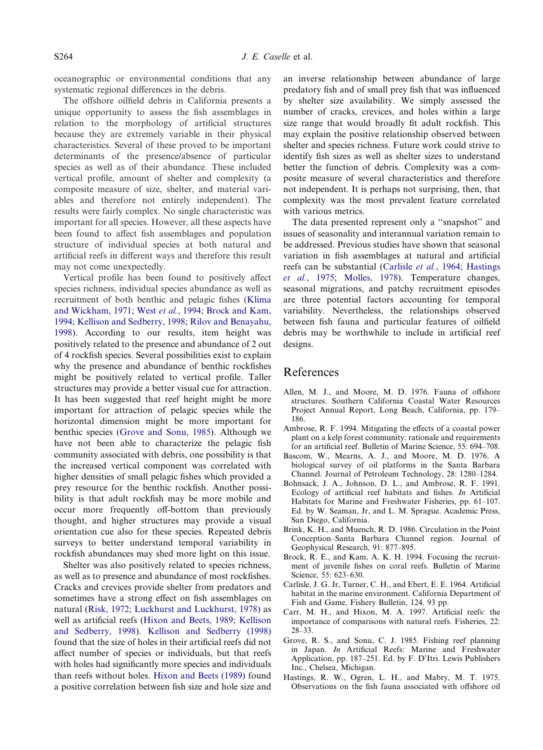oceanographic or environmental conditions that any systematic regional differences in the debris.

The offshore oilfield debris in California presents a unique opportunity to assess the fish assemblages in relation to the morphology of artificial structures because they are extremely variable in their physical characteristics. Several of these proved to be important determinants of the presence/absence of particular species as well as of their abundance. These included vertical profile, amount of shelter and complexity (a composite measure of size, shelter, and material variables and therefore not entirely independent). The results were fairly complex. No single characteristic was important for all species. However, all these aspects have been found to affect fish assemblages and population structure of individual species at both natural and artificial reefs in different ways and therefore this result may not come unexpectedly.

Vertical profile has been found to positively affect species richness, individual species abundance as well as recruitment of both benthic and pelagic fishes (Klima and Wickham, 1971; West *et al.*, 1994; Brock and Kam, 1994; Kellison and Sedberry, 1998; Rilov and Benayahu, 1998). According to our results, item height was positively related to the presence and abundance of 2 out of 4 rockfish species. Several possibilities exist to explain why the presence and abundance of benthic rockfishes might be positively related to vertical profile. Taller structures may provide a better visual cue for attraction. It has been suggested that reef height might be more important for attraction of pelagic species while the horizontal dimension might be more important for benthic species (Grove and Sonu, 1985). Although we have not been able to characterize the pelagic fish community associated with debris, one possibility is that the increased vertical component was correlated with higher densities of small pelagic fishes which provided a prey resource for the benthic rockfish. Another possibility is that adult rockfish may be more mobile and occur more frequently off-bottom than previously thought, and higher structures may provide a visual orientation cue also for these species. Repeated debris surveys to better understand temporal variability in rockfish abundances may shed more light on this issue.

Shelter was also positively related to species richness, as well as to presence and abundance of most rockfishes. Cracks and crevices provide shelter from predators and sometimes have a strong effect on fish assemblages on natural (Risk, 1972; Luckhurst and Luckhurst, 1978) as well as artificial reefs (Hixon and Beets, 1989; Kellison and Sedberry, 1998). Kellison and Sedberry (1998) found that the size of holes in their artificial reefs did not affect number of species or individuals, but that reefs with holes had significantly more species and individuals than reefs without holes. Hixon and Beets (1989) found a positive correlation between fish size and hole size and an inverse relationship between abundance of large predatory fish and of small prey fish that was influenced by shelter size availability. We simply assessed the number of cracks, crevices, and holes within a large size range that would broadly fit adult rockfish. This may explain the positive relationship observed between shelter and species richness. Future work could strive to identify fish sizes as well as shelter sizes to understand better the function of debris. Complexity was a composite measure of several characteristics and therefore not independent. It is perhaps not surprising, then, that complexity was the most prevalent feature correlated with various metrics.

The data presented represent only a "snapshot" and issues of seasonality and interannual variation remain to be addressed. Previous studies have shown that seasonal variation in fish assemblages at natural and artificial reefs can be substantial (Carlisle *et al.*, 1964; Hastings *et al.*, 1975; Molles, 1978). Temperature changes, seasonal migrations, and patchy recruitment episodes are three potential factors accounting for temporal variability. Nevertheless, the relationships observed between fish fauna and particular features of oilfield debris may be worthwhile to include in artificial reef designs.

## References

Allen, M. J., and Moore, M. D. 1976. Fauna of offshore structures. Southern California Coastal Water Resources Project Annual Report, Long Beach, California, pp. 179–186.

Ambrose, R. F. 1994. Mitigating the effects of a coastal power plant on a kelp forest community: rationale and requirements for an artificial reef. Bulletin of Marine Science, 55: 694–708.

Bascom, W., Mearns, A. J., and Moore, M. D. 1976. A biological survey of oil platforms in the Santa Barbara Channel. Journal of Petroleum Technology, 28: 1280–1284.

Bohnsack, J. A., Johnson, D. L., and Ambrose, R. F. 1991. Ecology of artificial reef habitats and fishes. *In* Artificial Habitats for Marine and Freshwater Fisheries, pp. 61–107. Ed. by W. Seaman, Jr, and L. M. Sprague. Academic Press, San Diego, California.

Brink, K. H., and Muench, R. D. 1986. Circulation in the Point Conception–Santa Barbara Channel region. Journal of Geophysical Research, 91: 877–895.

Brock, R. E., and Kam, A. K. H. 1994. Focusing the recruitment of juvenile fishes on coral reefs. Bulletin of Marine Science, 55: 623–630.

Carlisle, J. G. Jr, Turner, C. H., and Ebert, E. E. 1964. Artificial habitat in the marine environment. California Department of Fish and Game, Fishery Bulletin, 124. 93 pp.

Carr, M. H., and Hixon, M. A. 1997. Artificial reefs: the importance of comparisons with natural reefs. Fisheries, 22: 28–33.

Grove, R. S., and Sonu, C. J. 1985. Fishing reef planning in Japan. *In* Artificial Reefs: Marine and Freshwater Application, pp. 187–251. Ed. by F. D'Itri. Lewis Publishers Inc., Chelsea, Michigan.

Hastings, R. W., Ogren, L. H., and Mabry, M. T. 1975. Observations on the fish fauna associated with offshore oil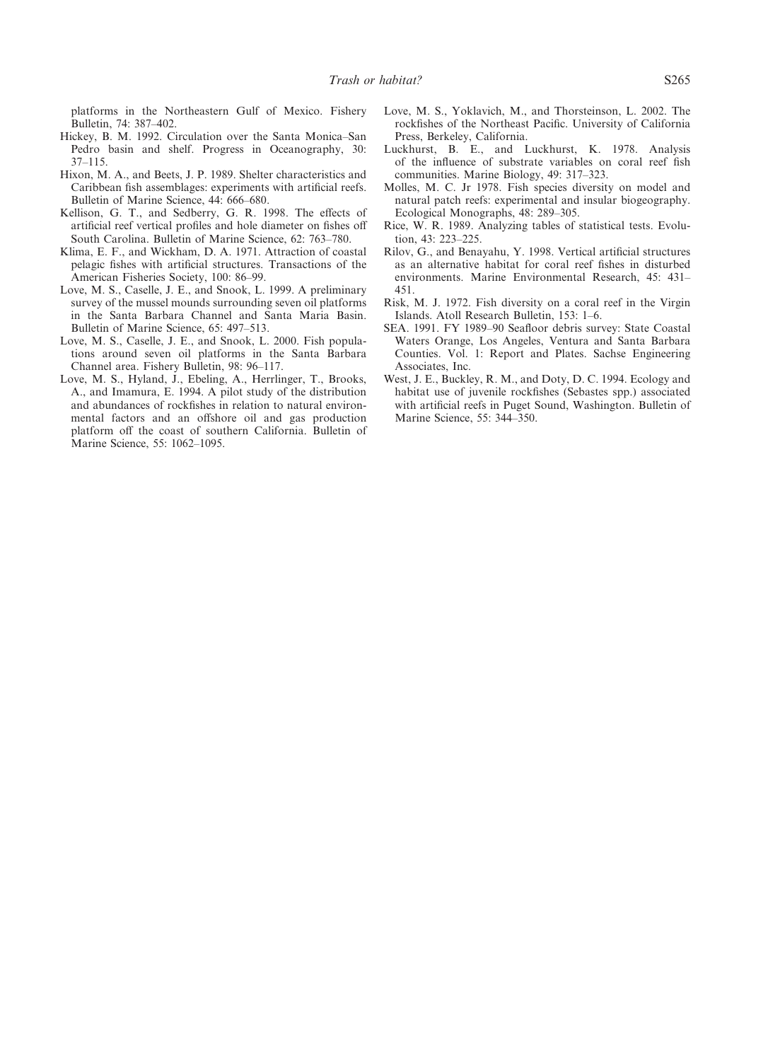platforms in the Northeastern Gulf of Mexico. Fishery Bulletin, 74: 387–402.

Hickey, B. M. 1992. Circulation over the Santa Monica–San Pedro basin and shelf. Progress in Oceanography, 30: 37–115.

Hixon, M. A., and Beets, J. P. 1989. Shelter characteristics and Caribbean fish assemblages: experiments with artificial reefs. Bulletin of Marine Science, 44: 666–680.

Kellison, G. T., and Sedberry, G. R. 1998. The effects of artificial reef vertical profiles and hole diameter on fishes off South Carolina. Bulletin of Marine Science, 62: 763–780.

Klima, E. F., and Wickham, D. A. 1971. Attraction of coastal pelagic fishes with artificial structures. Transactions of the American Fisheries Society, 100: 86–99.

Love, M. S., Caselle, J. E., and Snook, L. 1999. A preliminary survey of the mussel mounds surrounding seven oil platforms in the Santa Barbara Channel and Santa Maria Basin. Bulletin of Marine Science, 65: 497–513.

Love, M. S., Caselle, J. E., and Snook, L. 2000. Fish populations around seven oil platforms in the Santa Barbara Channel area. Fishery Bulletin, 98: 96–117.

Love, M. S., Hyland, J., Ebeling, A., Herrlinger, T., Brooks, A., and Imamura, E. 1994. A pilot study of the distribution and abundances of rockfishes in relation to natural environmental factors and an offshore oil and gas production platform off the coast of southern California. Bulletin of Marine Science, 55: 1062–1095.

Love, M. S., Yoklavich, M., and Thorsteinson, L. 2002. The rockfishes of the Northeast Pacific. University of California Press, Berkeley, California.

Luckhurst, B. E., and Luckhurst, K. 1978. Analysis of the influence of substrate variables on coral reef fish communities. Marine Biology, 49: 317–323.

Molles, M. C. Jr 1978. Fish species diversity on model and natural patch reefs: experimental and insular biogeography. Ecological Monographs, 48: 289–305.

Rice, W. R. 1989. Analyzing tables of statistical tests. Evolution, 43: 223–225.

Rilov, G., and Benayahu, Y. 1998. Vertical artificial structures as an alternative habitat for coral reef fishes in disturbed environments. Marine Environmental Research, 45: 431–451.

Risk, M. J. 1972. Fish diversity on a coral reef in the Virgin Islands. Atoll Research Bulletin, 153: 1–6.

SEA. 1991. FY 1989–90 Seafloor debris survey: State Coastal Waters Orange, Los Angeles, Ventura and Santa Barbara Counties. Vol. 1: Report and Plates. Sachse Engineering Associates, Inc.

West, J. E., Buckley, R. M., and Doty, D. C. 1994. Ecology and habitat use of juvenile rockfishes (Sebastes spp.) associated with artificial reefs in Puget Sound, Washington. Bulletin of Marine Science, 55: 344–350.